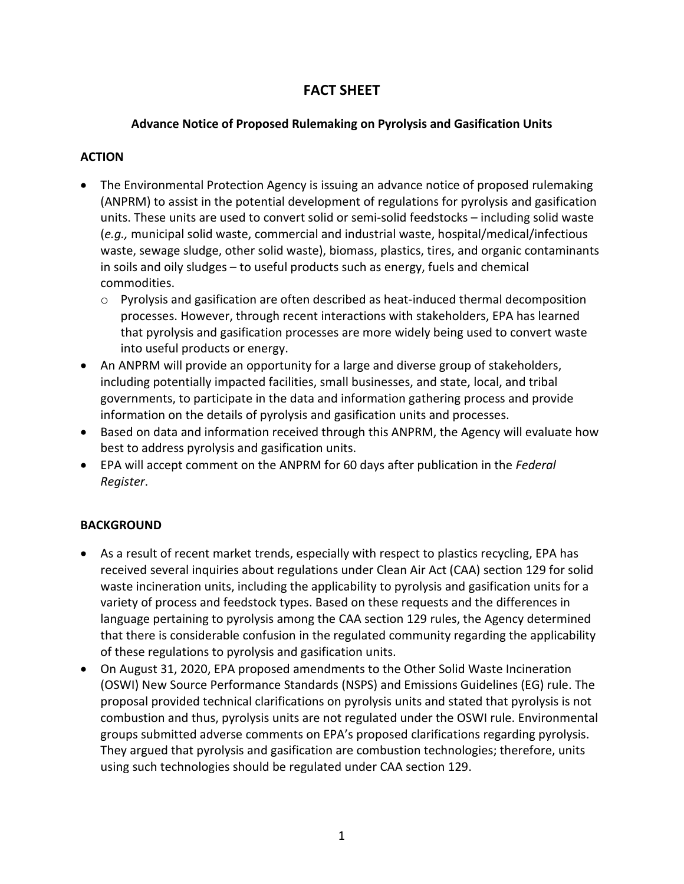# FACT SHEET

## Advance Notice of Proposed Rulemaking on Pyrolysis and Gasification Units

### ACTION

- The Environmental Protection Agency is issuing an advance notice of proposed rulemaking (ANPRM) to assist in the potential development of regulations for pyrolysis and gasification units. These units are used to convert solid or semi-solid feedstocks – including solid waste (*e.g.,* municipal solid waste, commercial and industrial waste, hospital/medical/infectious waste, sewage sludge, other solid waste), biomass, plastics, tires, and organic contaminants in soils and oily sludges – to useful products such as energy, fuels and chemical commodities.
  - Pyrolysis and gasification are often described as heat-induced thermal decomposition processes. However, through recent interactions with stakeholders, EPA has learned that pyrolysis and gasification processes are more widely being used to convert waste into useful products or energy.
- An ANPRM will provide an opportunity for a large and diverse group of stakeholders, including potentially impacted facilities, small businesses, and state, local, and tribal governments, to participate in the data and information gathering process and provide information on the details of pyrolysis and gasification units and processes.
- Based on data and information received through this ANPRM, the Agency will evaluate how best to address pyrolysis and gasification units.
- EPA will accept comment on the ANPRM for 60 days after publication in the *Federal Register*.

### BACKGROUND

- As a result of recent market trends, especially with respect to plastics recycling, EPA has received several inquiries about regulations under Clean Air Act (CAA) section 129 for solid waste incineration units, including the applicability to pyrolysis and gasification units for a variety of process and feedstock types. Based on these requests and the differences in language pertaining to pyrolysis among the CAA section 129 rules, the Agency determined that there is considerable confusion in the regulated community regarding the applicability of these regulations to pyrolysis and gasification units.
- On August 31, 2020, EPA proposed amendments to the Other Solid Waste Incineration (OSWI) New Source Performance Standards (NSPS) and Emissions Guidelines (EG) rule. The proposal provided technical clarifications on pyrolysis units and stated that pyrolysis is not combustion and thus, pyrolysis units are not regulated under the OSWI rule. Environmental groups submitted adverse comments on EPA's proposed clarifications regarding pyrolysis. They argued that pyrolysis and gasification are combustion technologies; therefore, units using such technologies should be regulated under CAA section 129.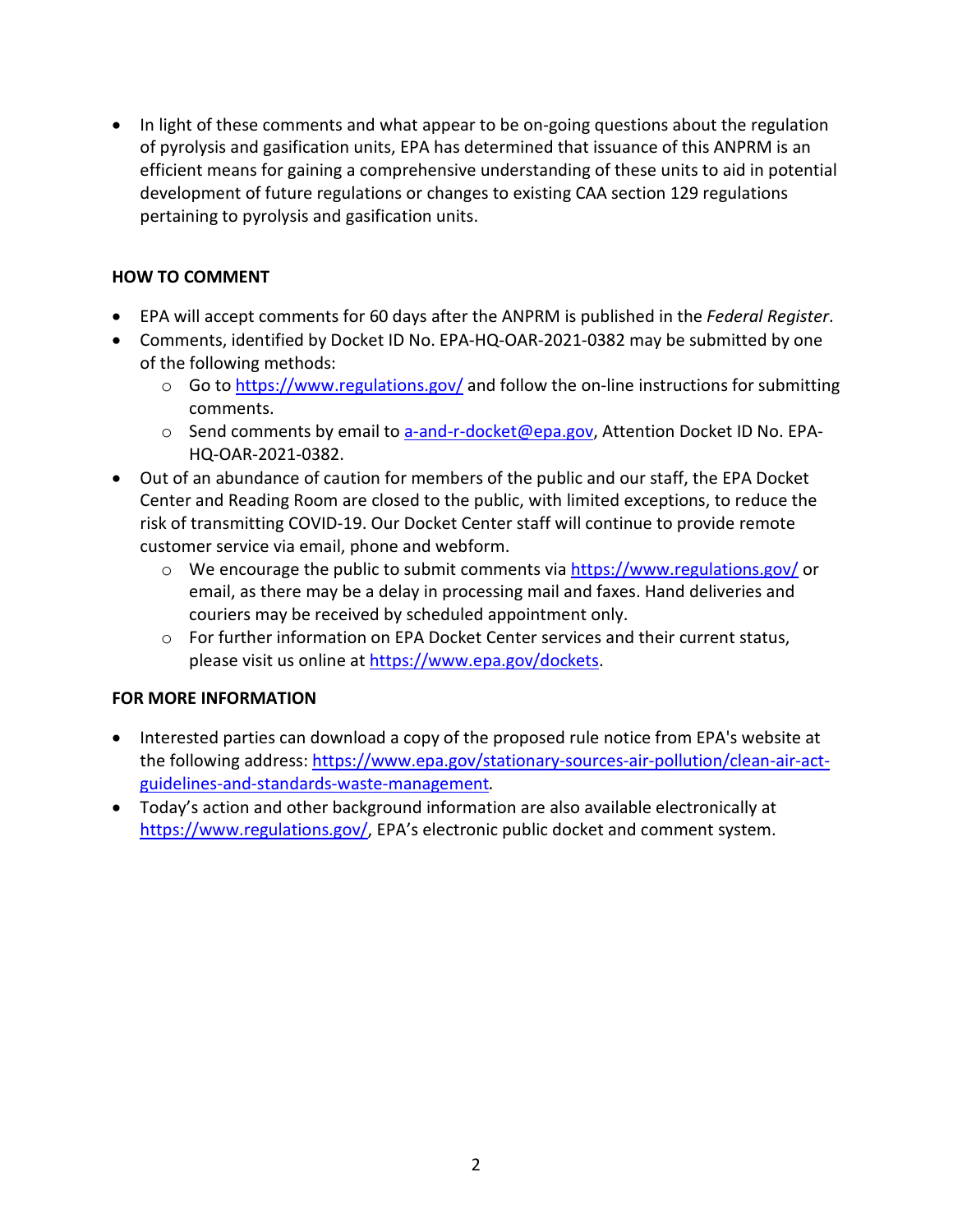- In light of these comments and what appear to be on-going questions about the regulation of pyrolysis and gasification units, EPA has determined that issuance of this ANPRM is an efficient means for gaining a comprehensive understanding of these units to aid in potential development of future regulations or changes to existing CAA section 129 regulations pertaining to pyrolysis and gasification units.

**HOW TO COMMENT**

- EPA will accept comments for 60 days after the ANPRM is published in the *Federal Register*.
- Comments, identified by Docket ID No. EPA-HQ-OAR-2021-0382 may be submitted by one of the following methods:
  - Go to https://www.regulations.gov/ and follow the on-line instructions for submitting comments.
  - Send comments by email to a-and-r-docket@epa.gov, Attention Docket ID No. EPA-HQ-OAR-2021-0382.
- Out of an abundance of caution for members of the public and our staff, the EPA Docket Center and Reading Room are closed to the public, with limited exceptions, to reduce the risk of transmitting COVID-19. Our Docket Center staff will continue to provide remote customer service via email, phone and webform.
  - We encourage the public to submit comments via https://www.regulations.gov/ or email, as there may be a delay in processing mail and faxes. Hand deliveries and couriers may be received by scheduled appointment only.
  - For further information on EPA Docket Center services and their current status, please visit us online at https://www.epa.gov/dockets.

**FOR MORE INFORMATION**

- Interested parties can download a copy of the proposed rule notice from EPA's website at the following address: https://www.epa.gov/stationary-sources-air-pollution/clean-air-act-guidelines-and-standards-waste-management.
- Today's action and other background information are also available electronically at https://www.regulations.gov/, EPA's electronic public docket and comment system.